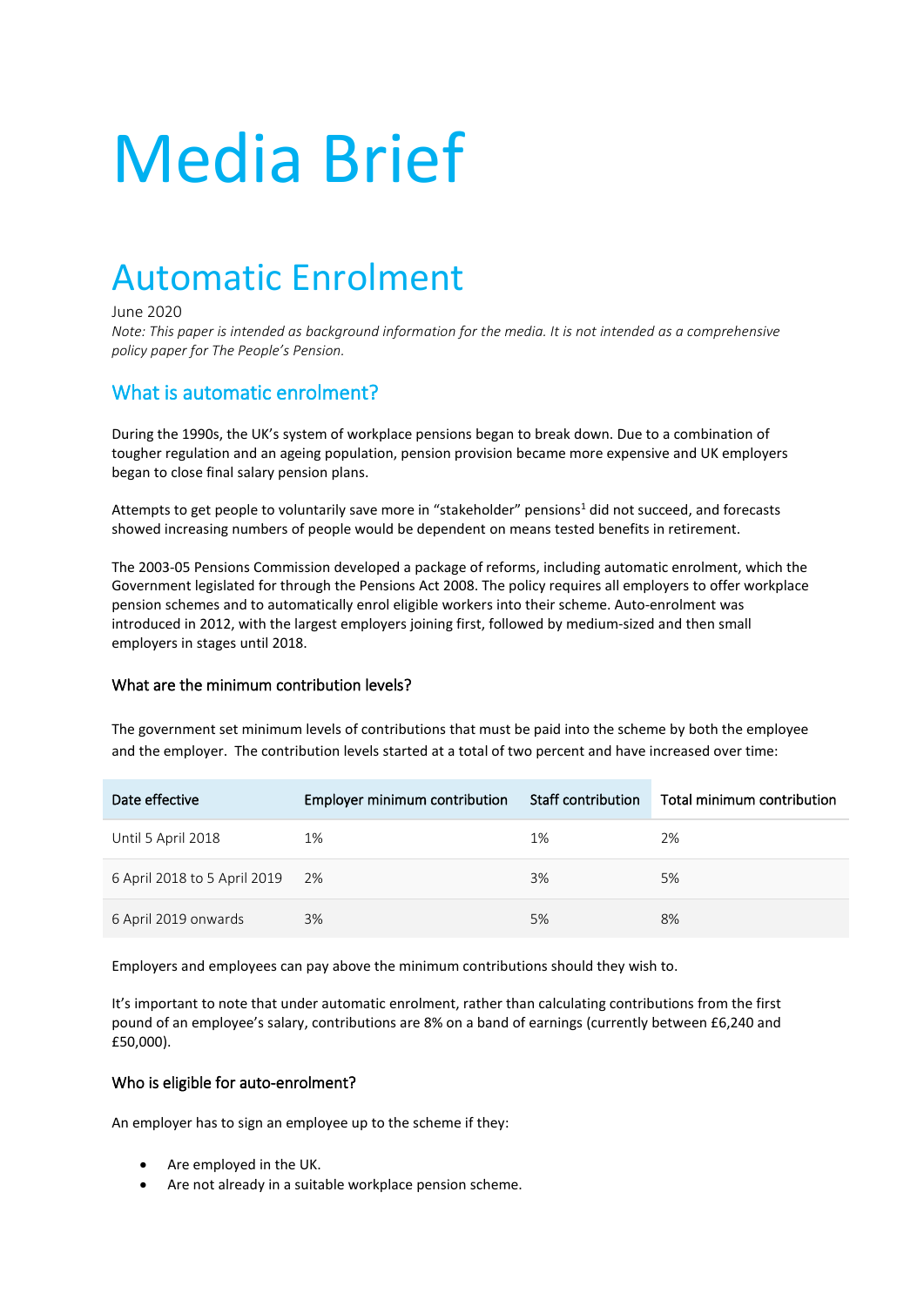# Media Brief

## Automatic Enrolment

June 2020

*Note: This paper is intended as background information for the media. It is not intended as a comprehensive policy paper for The People's Pension.*

### What is automatic enrolment?

During the 1990s, the UK's system of workplace pensions began to break down. Due to a combination of tougher regulation and an ageing population, pension provision became more expensive and UK employers began to close final salary pension plans.

Attempts to get people to voluntarily save more in "stakeholder" pensions[1] did not succeed, and forecasts showed increasing numbers of people would be dependent on means tested benefits in retirement.

The 2003-05 Pensions Commission developed a package of reforms, including automatic enrolment, which the Government legislated for through the Pensions Act 2008. The policy requires all employers to offer workplace pension schemes and to automatically enrol eligible workers into their scheme. Auto-enrolment was introduced in 2012, with the largest employers joining first, followed by medium-sized and then small employers in stages until 2018.

#### What are the minimum contribution levels?

The government set minimum levels of contributions that must be paid into the scheme by both the employee and the employer. The contribution levels started at a total of two percent and have increased over time:

| Date effective | Employer minimum contribution | Staff contribution | Total minimum contribution |
|---|---|---|---|
| Until 5 April 2018 | 1% | 1% | 2% |
| 6 April 2018 to 5 April 2019 | 2% | 3% | 5% |
| 6 April 2019 onwards | 3% | 5% | 8% |

Employers and employees can pay above the minimum contributions should they wish to.

It's important to note that under automatic enrolment, rather than calculating contributions from the first pound of an employee's salary, contributions are 8% on a band of earnings (currently between £6,240 and £50,000).

#### Who is eligible for auto-enrolment?

An employer has to sign an employee up to the scheme if they:

- Are employed in the UK.
- Are not already in a suitable workplace pension scheme.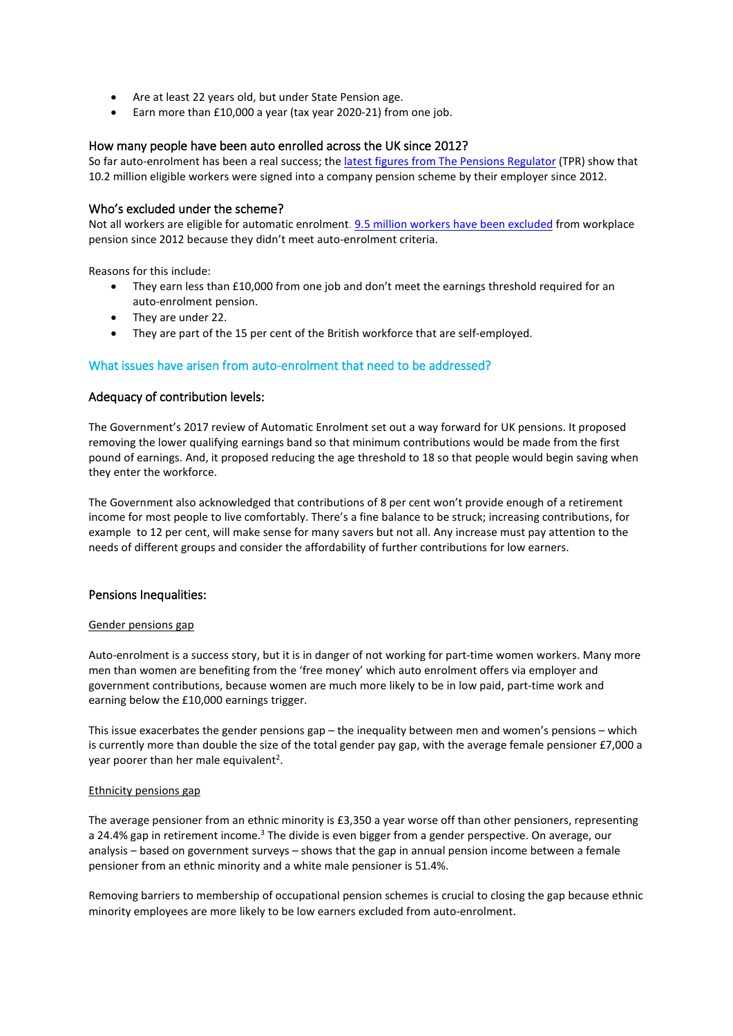- Are at least 22 years old, but under State Pension age.
- Earn more than £10,000 a year (tax year 2020-21) from one job.

### How many people have been auto enrolled across the UK since 2012?

So far auto-enrolment has been a real success; the latest figures from The Pensions Regulator (TPR) show that 10.2 million eligible workers were signed into a company pension scheme by their employer since 2012.

### Who's excluded under the scheme?

Not all workers are eligible for automatic enrolment. 9.5 million workers have been excluded from workplace pension since 2012 because they didn't meet auto-enrolment criteria.

Reasons for this include:

- They earn less than £10,000 from one job and don't meet the earnings threshold required for an auto-enrolment pension.
- They are under 22.
- They are part of the 15 per cent of the British workforce that are self-employed.

## What issues have arisen from auto-enrolment that need to be addressed?

### Adequacy of contribution levels:

The Government's 2017 review of Automatic Enrolment set out a way forward for UK pensions. It proposed removing the lower qualifying earnings band so that minimum contributions would be made from the first pound of earnings. And, it proposed reducing the age threshold to 18 so that people would begin saving when they enter the workforce.

The Government also acknowledged that contributions of 8 per cent won't provide enough of a retirement income for most people to live comfortably. There's a fine balance to be struck; increasing contributions, for example to 12 per cent, will make sense for many savers but not all. Any increase must pay attention to the needs of different groups and consider the affordability of further contributions for low earners.

### Pensions Inequalities:

#### Gender pensions gap

Auto-enrolment is a success story, but it is in danger of not working for part-time women workers. Many more men than women are benefiting from the 'free money' which auto enrolment offers via employer and government contributions, because women are much more likely to be in low paid, part-time work and earning below the £10,000 earnings trigger.

This issue exacerbates the gender pensions gap – the inequality between men and women's pensions – which is currently more than double the size of the total gender pay gap, with the average female pensioner £7,000 a year poorer than her male equivalent[2].

#### Ethnicity pensions gap

The average pensioner from an ethnic minority is £3,350 a year worse off than other pensioners, representing a 24.4% gap in retirement income.[3] The divide is even bigger from a gender perspective. On average, our analysis – based on government surveys – shows that the gap in annual pension income between a female pensioner from an ethnic minority and a white male pensioner is 51.4%.

Removing barriers to membership of occupational pension schemes is crucial to closing the gap because ethnic minority employees are more likely to be low earners excluded from auto-enrolment.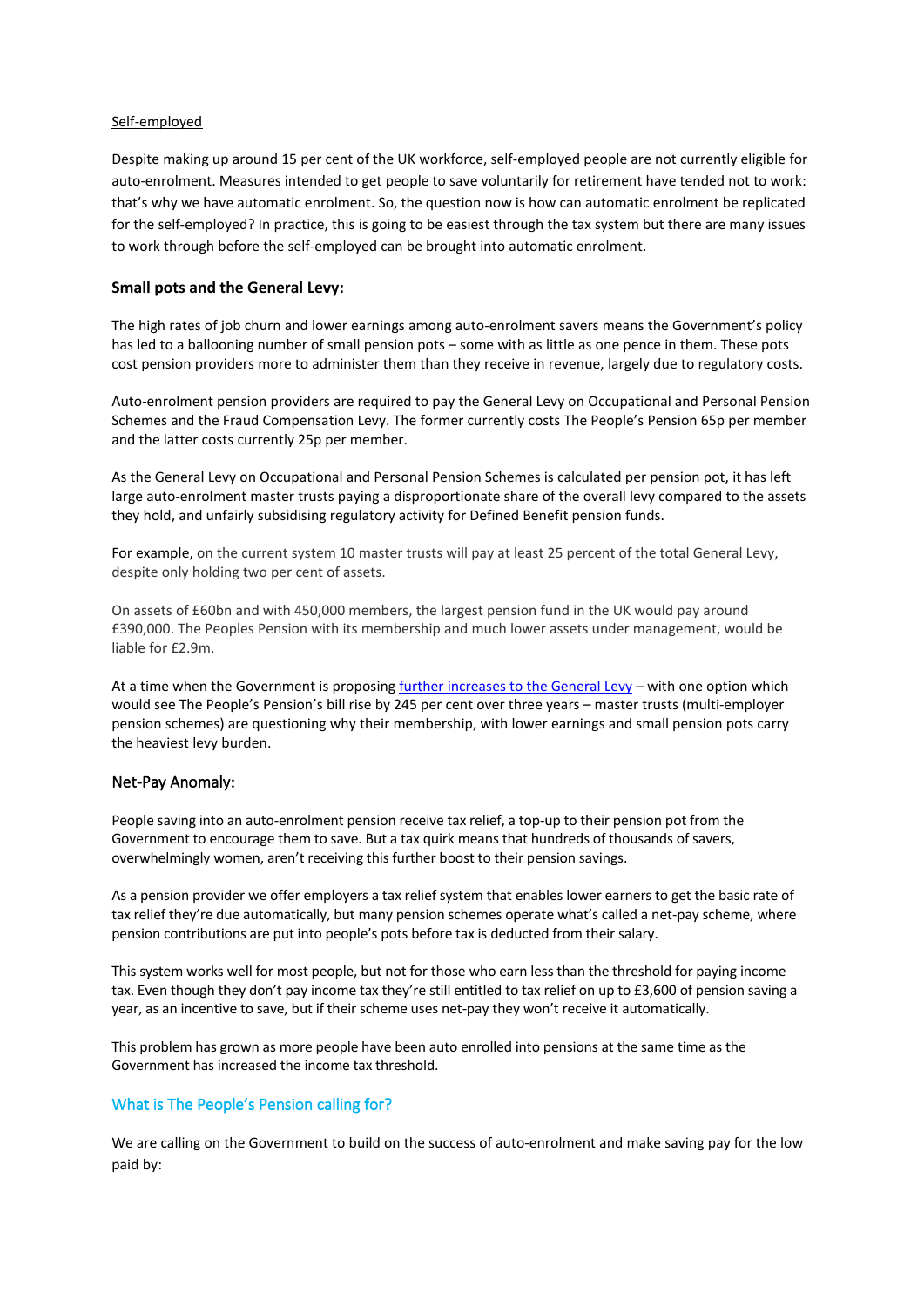Self-employed

Despite making up around 15 per cent of the UK workforce, self-employed people are not currently eligible for auto-enrolment. Measures intended to get people to save voluntarily for retirement have tended not to work: that's why we have automatic enrolment. So, the question now is how can automatic enrolment be replicated for the self-employed? In practice, this is going to be easiest through the tax system but there are many issues to work through before the self-employed can be brought into automatic enrolment.

**Small pots and the General Levy:**

The high rates of job churn and lower earnings among auto-enrolment savers means the Government's policy has led to a ballooning number of small pension pots – some with as little as one pence in them. These pots cost pension providers more to administer them than they receive in revenue, largely due to regulatory costs.

Auto-enrolment pension providers are required to pay the General Levy on Occupational and Personal Pension Schemes and the Fraud Compensation Levy. The former currently costs The People's Pension 65p per member and the latter costs currently 25p per member.

As the General Levy on Occupational and Personal Pension Schemes is calculated per pension pot, it has left large auto-enrolment master trusts paying a disproportionate share of the overall levy compared to the assets they hold, and unfairly subsidising regulatory activity for Defined Benefit pension funds.

For example, on the current system 10 master trusts will pay at least 25 percent of the total General Levy, despite only holding two per cent of assets.

On assets of £60bn and with 450,000 members, the largest pension fund in the UK would pay around £390,000. The Peoples Pension with its membership and much lower assets under management, would be liable for £2.9m.

At a time when the Government is proposing [further increases to the General Levy](#) – with one option which would see The People's Pension's bill rise by 245 per cent over three years – master trusts (multi-employer pension schemes) are questioning why their membership, with lower earnings and small pension pots carry the heaviest levy burden.

Net-Pay Anomaly:

People saving into an auto-enrolment pension receive tax relief, a top-up to their pension pot from the Government to encourage them to save. But a tax quirk means that hundreds of thousands of savers, overwhelmingly women, aren't receiving this further boost to their pension savings.

As a pension provider we offer employers a tax relief system that enables lower earners to get the basic rate of tax relief they're due automatically, but many pension schemes operate what's called a net-pay scheme, where pension contributions are put into people's pots before tax is deducted from their salary.

This system works well for most people, but not for those who earn less than the threshold for paying income tax. Even though they don't pay income tax they're still entitled to tax relief on up to £3,600 of pension saving a year, as an incentive to save, but if their scheme uses net-pay they won't receive it automatically.

This problem has grown as more people have been auto enrolled into pensions at the same time as the Government has increased the income tax threshold.

## What is The People's Pension calling for?

We are calling on the Government to build on the success of auto-enrolment and make saving pay for the low paid by: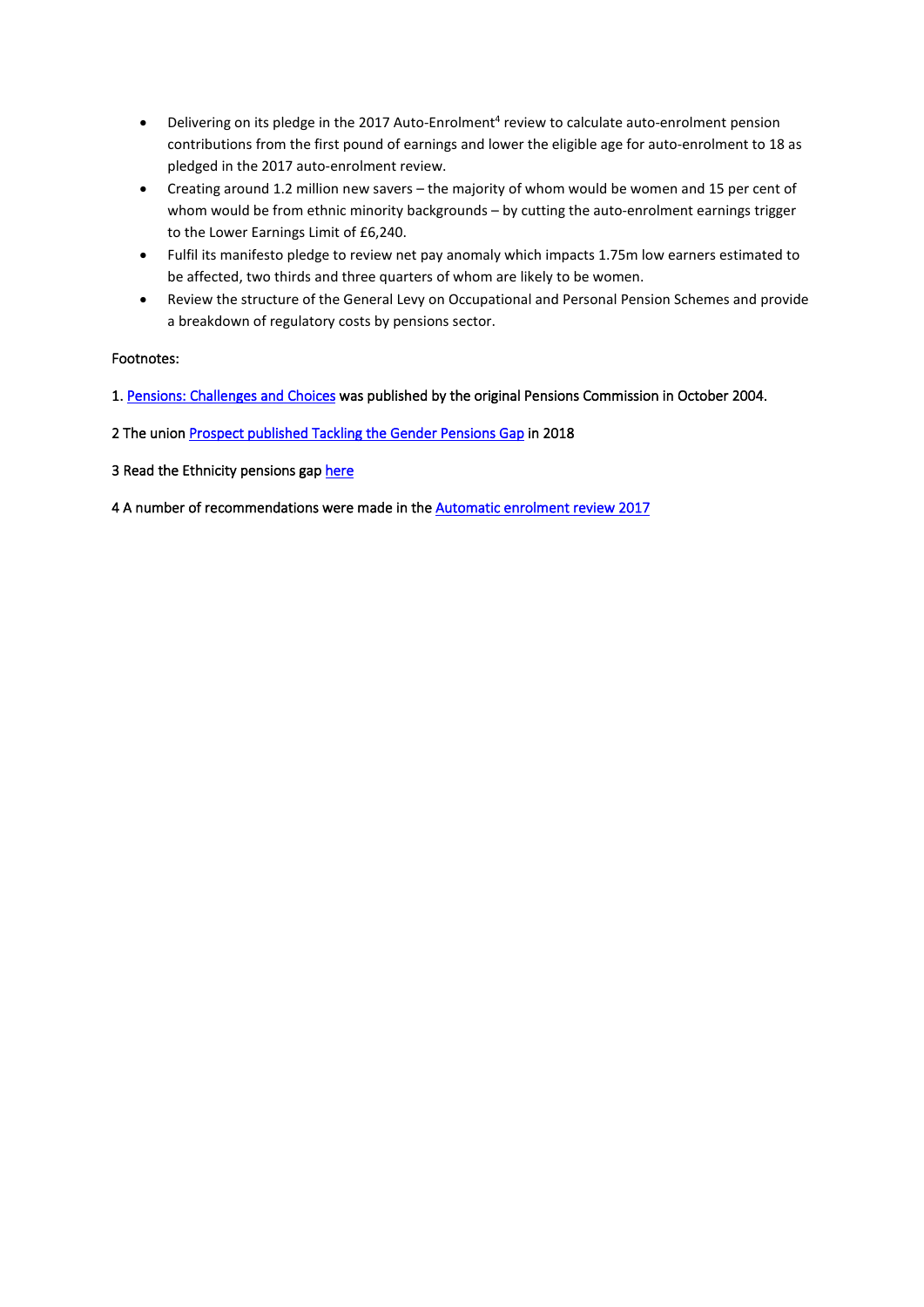- Delivering on its pledge in the 2017 Auto-Enrolment[4] review to calculate auto-enrolment pension contributions from the first pound of earnings and lower the eligible age for auto-enrolment to 18 as pledged in the 2017 auto-enrolment review.
- Creating around 1.2 million new savers – the majority of whom would be women and 15 per cent of whom would be from ethnic minority backgrounds – by cutting the auto-enrolment earnings trigger to the Lower Earnings Limit of £6,240.
- Fulfil its manifesto pledge to review net pay anomaly which impacts 1.75m low earners estimated to be affected, two thirds and three quarters of whom are likely to be women.
- Review the structure of the General Levy on Occupational and Personal Pension Schemes and provide a breakdown of regulatory costs by pensions sector.

Footnotes:

1. Pensions: Challenges and Choices was published by the original Pensions Commission in October 2004.

2 The union Prospect published Tackling the Gender Pensions Gap in 2018

3 Read the Ethnicity pensions gap here

4 A number of recommendations were made in the Automatic enrolment review 2017